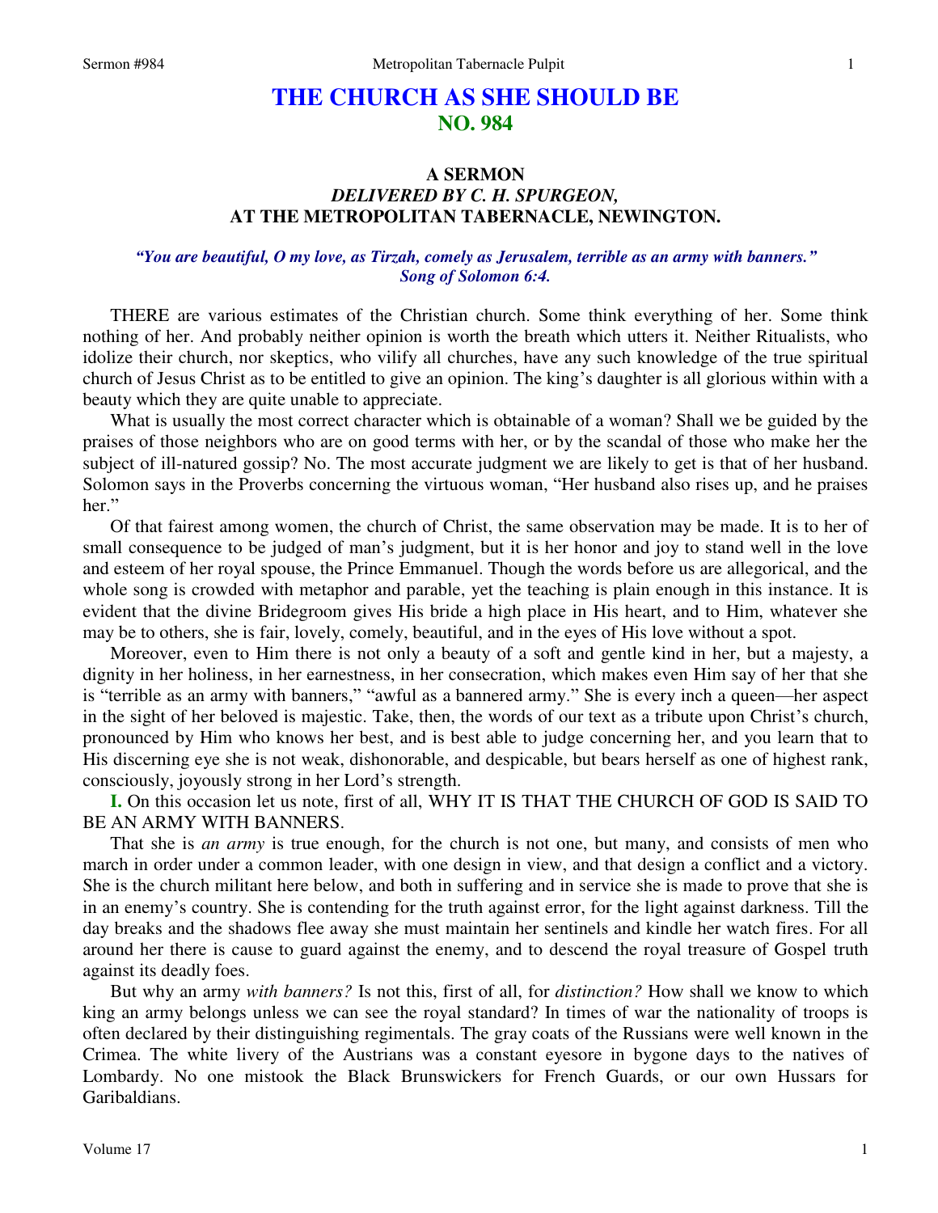# THE CHURCH AS SHE SHOULD BE
## NO. 984

### A SERMON
### *DELIVERED BY C. H. SPURGEON,*
### AT THE METROPOLITAN TABERNACLE, NEWINGTON.

*"You are beautiful, O my love, as Tirzah, comely as Jerusalem, terrible as an army with banners." Song of Solomon 6:4.*

THERE are various estimates of the Christian church. Some think everything of her. Some think nothing of her. And probably neither opinion is worth the breath which utters it. Neither Ritualists, who idolize their church, nor skeptics, who vilify all churches, have any such knowledge of the true spiritual church of Jesus Christ as to be entitled to give an opinion. The king's daughter is all glorious within with a beauty which they are quite unable to appreciate.

What is usually the most correct character which is obtainable of a woman? Shall we be guided by the praises of those neighbors who are on good terms with her, or by the scandal of those who make her the subject of ill-natured gossip? No. The most accurate judgment we are likely to get is that of her husband. Solomon says in the Proverbs concerning the virtuous woman, "Her husband also rises up, and he praises her."

Of that fairest among women, the church of Christ, the same observation may be made. It is to her of small consequence to be judged of man's judgment, but it is her honor and joy to stand well in the love and esteem of her royal spouse, the Prince Emmanuel. Though the words before us are allegorical, and the whole song is crowded with metaphor and parable, yet the teaching is plain enough in this instance. It is evident that the divine Bridegroom gives His bride a high place in His heart, and to Him, whatever she may be to others, she is fair, lovely, comely, beautiful, and in the eyes of His love without a spot.

Moreover, even to Him there is not only a beauty of a soft and gentle kind in her, but a majesty, a dignity in her holiness, in her earnestness, in her consecration, which makes even Him say of her that she is "terrible as an army with banners," "awful as a bannered army." She is every inch a queen—her aspect in the sight of her beloved is majestic. Take, then, the words of our text as a tribute upon Christ's church, pronounced by Him who knows her best, and is best able to judge concerning her, and you learn that to His discerning eye she is not weak, dishonorable, and despicable, but bears herself as one of highest rank, consciously, joyously strong in her Lord's strength.

**I.** On this occasion let us note, first of all, WHY IT IS THAT THE CHURCH OF GOD IS SAID TO BE AN ARMY WITH BANNERS.

That she is *an army* is true enough, for the church is not one, but many, and consists of men who march in order under a common leader, with one design in view, and that design a conflict and a victory. She is the church militant here below, and both in suffering and in service she is made to prove that she is in an enemy's country. She is contending for the truth against error, for the light against darkness. Till the day breaks and the shadows flee away she must maintain her sentinels and kindle her watch fires. For all around her there is cause to guard against the enemy, and to descend the royal treasure of Gospel truth against its deadly foes.

But why an army *with banners?* Is not this, first of all, for *distinction?* How shall we know to which king an army belongs unless we can see the royal standard? In times of war the nationality of troops is often declared by their distinguishing regimentals. The gray coats of the Russians were well known in the Crimea. The white livery of the Austrians was a constant eyesore in bygone days to the natives of Lombardy. No one mistook the Black Brunswickers for French Guards, or our own Hussars for Garibaldians.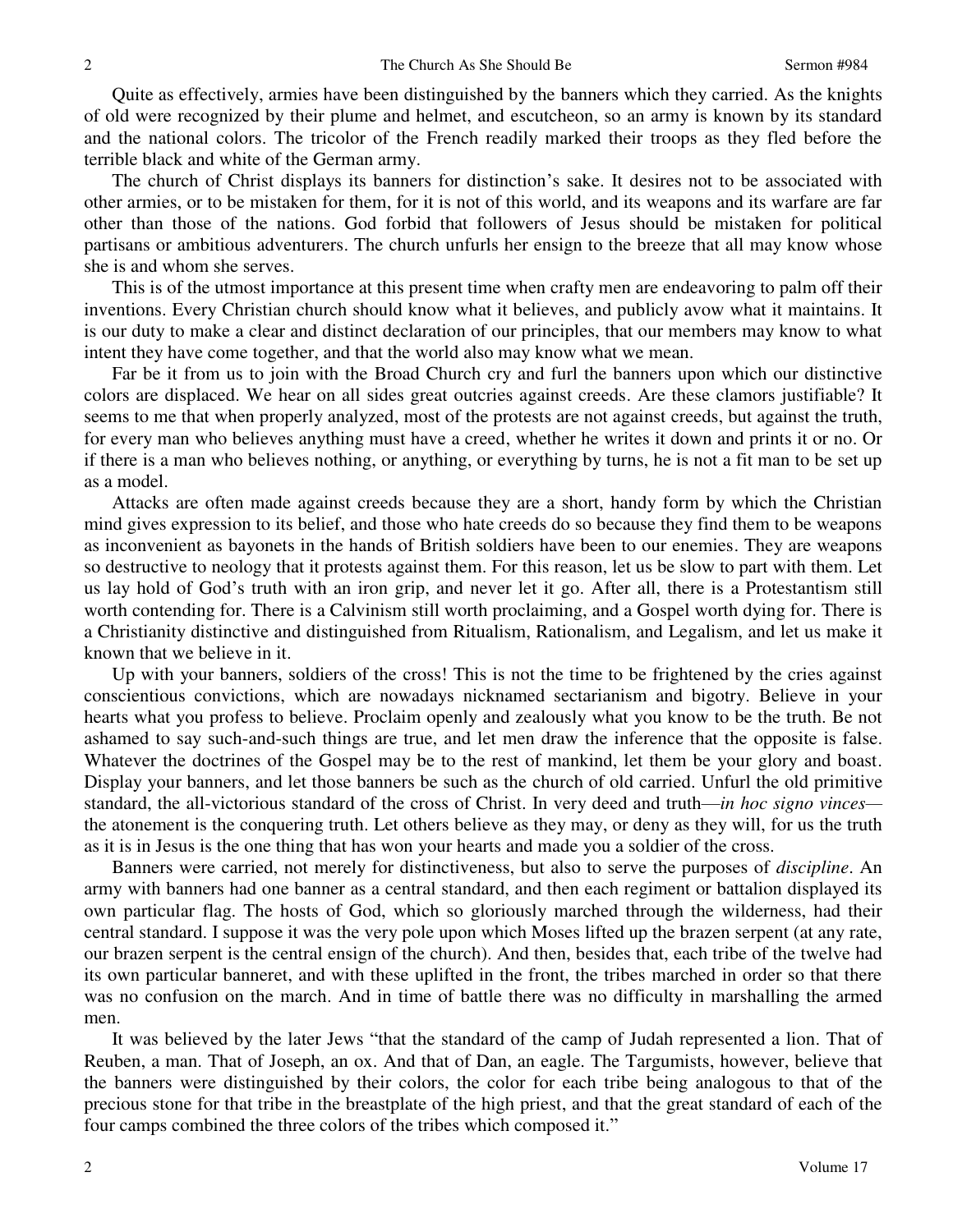Quite as effectively, armies have been distinguished by the banners which they carried. As the knights of old were recognized by their plume and helmet, and escutcheon, so an army is known by its standard and the national colors. The tricolor of the French readily marked their troops as they fled before the terrible black and white of the German army.

The church of Christ displays its banners for distinction's sake. It desires not to be associated with other armies, or to be mistaken for them, for it is not of this world, and its weapons and its warfare are far other than those of the nations. God forbid that followers of Jesus should be mistaken for political partisans or ambitious adventurers. The church unfurls her ensign to the breeze that all may know whose she is and whom she serves.

This is of the utmost importance at this present time when crafty men are endeavoring to palm off their inventions. Every Christian church should know what it believes, and publicly avow what it maintains. It is our duty to make a clear and distinct declaration of our principles, that our members may know to what intent they have come together, and that the world also may know what we mean.

Far be it from us to join with the Broad Church cry and furl the banners upon which our distinctive colors are displaced. We hear on all sides great outcries against creeds. Are these clamors justifiable? It seems to me that when properly analyzed, most of the protests are not against creeds, but against the truth, for every man who believes anything must have a creed, whether he writes it down and prints it or no. Or if there is a man who believes nothing, or anything, or everything by turns, he is not a fit man to be set up as a model.

Attacks are often made against creeds because they are a short, handy form by which the Christian mind gives expression to its belief, and those who hate creeds do so because they find them to be weapons as inconvenient as bayonets in the hands of British soldiers have been to our enemies. They are weapons so destructive to neology that it protests against them. For this reason, let us be slow to part with them. Let us lay hold of God's truth with an iron grip, and never let it go. After all, there is a Protestantism still worth contending for. There is a Calvinism still worth proclaiming, and a Gospel worth dying for. There is a Christianity distinctive and distinguished from Ritualism, Rationalism, and Legalism, and let us make it known that we believe in it.

Up with your banners, soldiers of the cross! This is not the time to be frightened by the cries against conscientious convictions, which are nowadays nicknamed sectarianism and bigotry. Believe in your hearts what you profess to believe. Proclaim openly and zealously what you know to be the truth. Be not ashamed to say such-and-such things are true, and let men draw the inference that the opposite is false. Whatever the doctrines of the Gospel may be to the rest of mankind, let them be your glory and boast. Display your banners, and let those banners be such as the church of old carried. Unfurl the old primitive standard, the all-victorious standard of the cross of Christ. In very deed and truth—*in hoc signo vinces*—the atonement is the conquering truth. Let others believe as they may, or deny as they will, for us the truth as it is in Jesus is the one thing that has won your hearts and made you a soldier of the cross.

Banners were carried, not merely for distinctiveness, but also to serve the purposes of *discipline*. An army with banners had one banner as a central standard, and then each regiment or battalion displayed its own particular flag. The hosts of God, which so gloriously marched through the wilderness, had their central standard. I suppose it was the very pole upon which Moses lifted up the brazen serpent (at any rate, our brazen serpent is the central ensign of the church). And then, besides that, each tribe of the twelve had its own particular banneret, and with these uplifted in the front, the tribes marched in order so that there was no confusion on the march. And in time of battle there was no difficulty in marshalling the armed men.

It was believed by the later Jews "that the standard of the camp of Judah represented a lion. That of Reuben, a man. That of Joseph, an ox. And that of Dan, an eagle. The Targumists, however, believe that the banners were distinguished by their colors, the color for each tribe being analogous to that of the precious stone for that tribe in the breastplate of the high priest, and that the great standard of each of the four camps combined the three colors of the tribes which composed it."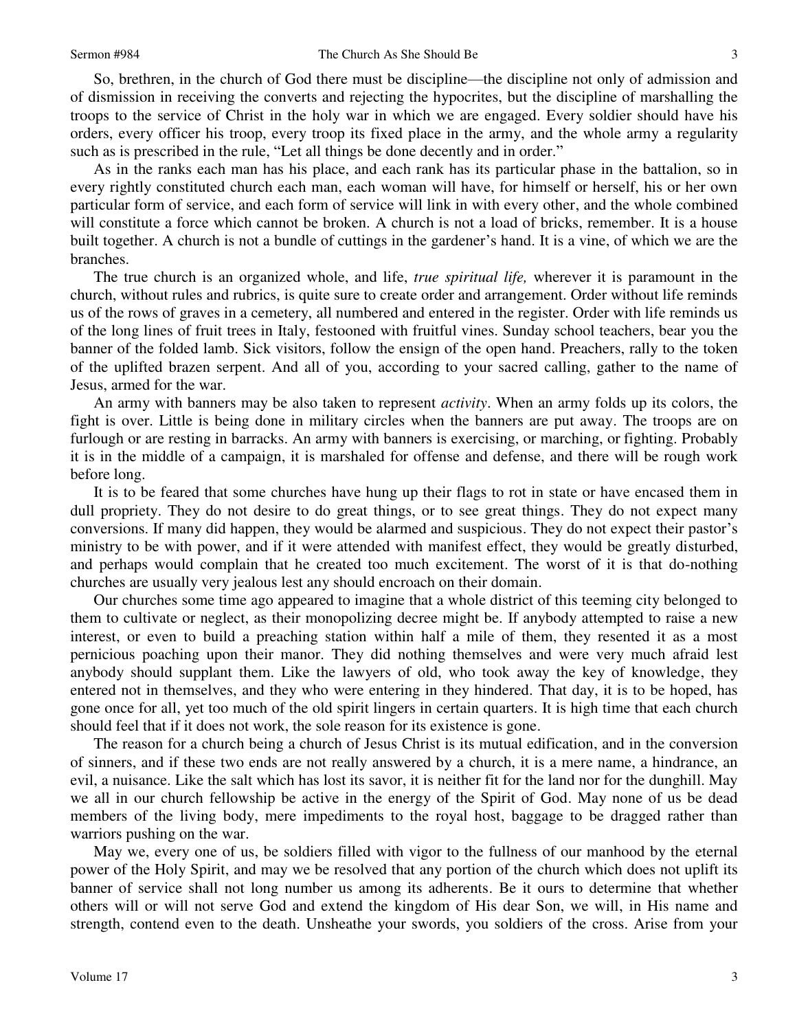So, brethren, in the church of God there must be discipline—the discipline not only of admission and of dismission in receiving the converts and rejecting the hypocrites, but the discipline of marshalling the troops to the service of Christ in the holy war in which we are engaged. Every soldier should have his orders, every officer his troop, every troop its fixed place in the army, and the whole army a regularity such as is prescribed in the rule, "Let all things be done decently and in order."

As in the ranks each man has his place, and each rank has its particular phase in the battalion, so in every rightly constituted church each man, each woman will have, for himself or herself, his or her own particular form of service, and each form of service will link in with every other, and the whole combined will constitute a force which cannot be broken. A church is not a load of bricks, remember. It is a house built together. A church is not a bundle of cuttings in the gardener's hand. It is a vine, of which we are the branches.

The true church is an organized whole, and life, *true spiritual life,* wherever it is paramount in the church, without rules and rubrics, is quite sure to create order and arrangement. Order without life reminds us of the rows of graves in a cemetery, all numbered and entered in the register. Order with life reminds us of the long lines of fruit trees in Italy, festooned with fruitful vines. Sunday school teachers, bear you the banner of the folded lamb. Sick visitors, follow the ensign of the open hand. Preachers, rally to the token of the uplifted brazen serpent. And all of you, according to your sacred calling, gather to the name of Jesus, armed for the war.

An army with banners may be also taken to represent *activity*. When an army folds up its colors, the fight is over. Little is being done in military circles when the banners are put away. The troops are on furlough or are resting in barracks. An army with banners is exercising, or marching, or fighting. Probably it is in the middle of a campaign, it is marshaled for offense and defense, and there will be rough work before long.

It is to be feared that some churches have hung up their flags to rot in state or have encased them in dull propriety. They do not desire to do great things, or to see great things. They do not expect many conversions. If many did happen, they would be alarmed and suspicious. They do not expect their pastor's ministry to be with power, and if it were attended with manifest effect, they would be greatly disturbed, and perhaps would complain that he created too much excitement. The worst of it is that do-nothing churches are usually very jealous lest any should encroach on their domain.

Our churches some time ago appeared to imagine that a whole district of this teeming city belonged to them to cultivate or neglect, as their monopolizing decree might be. If anybody attempted to raise a new interest, or even to build a preaching station within half a mile of them, they resented it as a most pernicious poaching upon their manor. They did nothing themselves and were very much afraid lest anybody should supplant them. Like the lawyers of old, who took away the key of knowledge, they entered not in themselves, and they who were entering in they hindered. That day, it is to be hoped, has gone once for all, yet too much of the old spirit lingers in certain quarters. It is high time that each church should feel that if it does not work, the sole reason for its existence is gone.

The reason for a church being a church of Jesus Christ is its mutual edification, and in the conversion of sinners, and if these two ends are not really answered by a church, it is a mere name, a hindrance, an evil, a nuisance. Like the salt which has lost its savor, it is neither fit for the land nor for the dunghill. May we all in our church fellowship be active in the energy of the Spirit of God. May none of us be dead members of the living body, mere impediments to the royal host, baggage to be dragged rather than warriors pushing on the war.

May we, every one of us, be soldiers filled with vigor to the fullness of our manhood by the eternal power of the Holy Spirit, and may we be resolved that any portion of the church which does not uplift its banner of service shall not long number us among its adherents. Be it ours to determine that whether others will or will not serve God and extend the kingdom of His dear Son, we will, in His name and strength, contend even to the death. Unsheathe your swords, you soldiers of the cross. Arise from your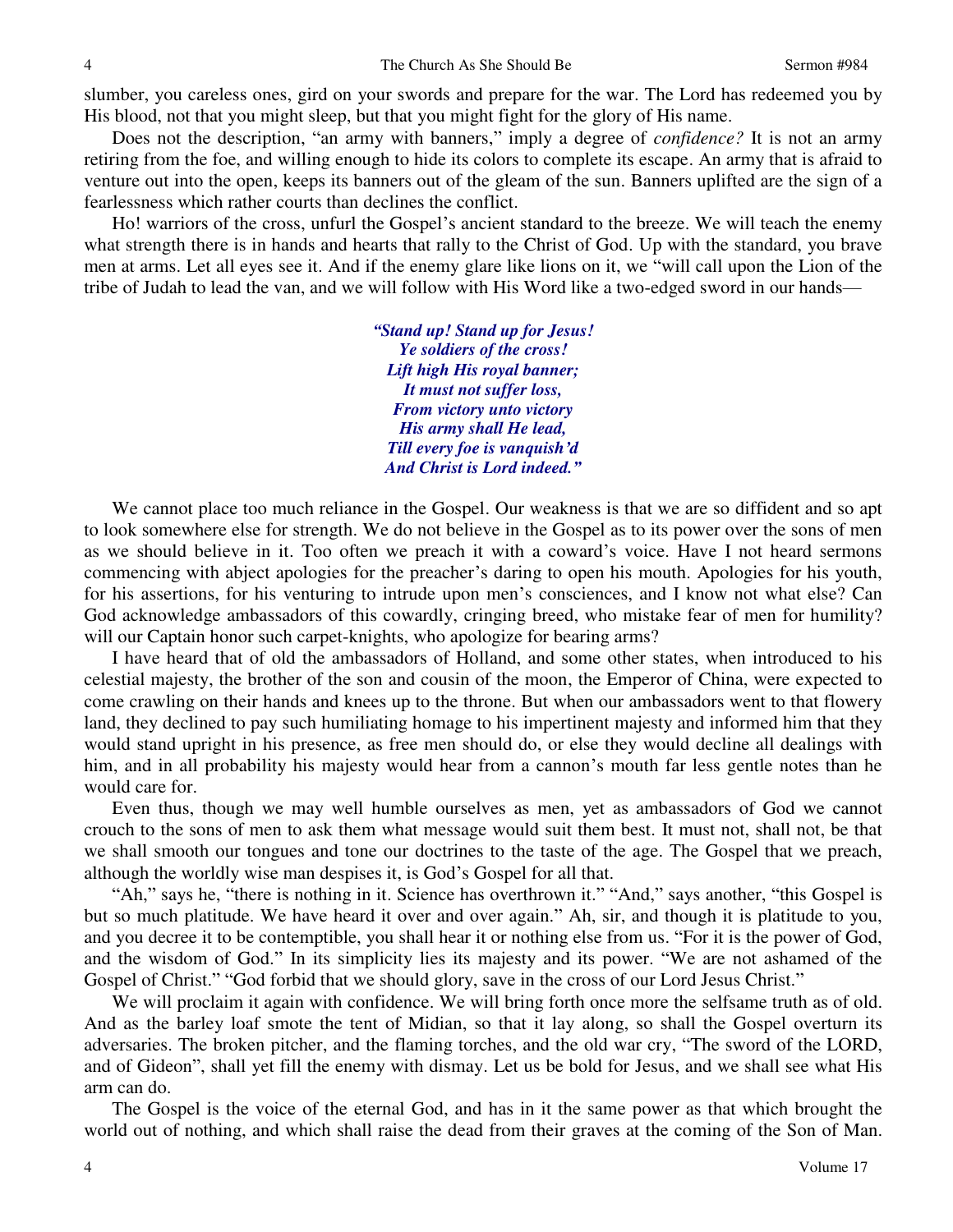slumber, you careless ones, gird on your swords and prepare for the war. The Lord has redeemed you by His blood, not that you might sleep, but that you might fight for the glory of His name.

Does not the description, "an army with banners," imply a degree of *confidence?* It is not an army retiring from the foe, and willing enough to hide its colors to complete its escape. An army that is afraid to venture out into the open, keeps its banners out of the gleam of the sun. Banners uplifted are the sign of a fearlessness which rather courts than declines the conflict.

Ho! warriors of the cross, unfurl the Gospel's ancient standard to the breeze. We will teach the enemy what strength there is in hands and hearts that rally to the Christ of God. Up with the standard, you brave men at arms. Let all eyes see it. And if the enemy glare like lions on it, we "will call upon the Lion of the tribe of Judah to lead the van, and we will follow with His Word like a two-edged sword in our hands—

> ***"Stand up! Stand up for Jesus!***
> ***Ye soldiers of the cross!***
> ***Lift high His royal banner;***
> ***It must not suffer loss,***
> ***From victory unto victory***
> ***His army shall He lead,***
> ***Till every foe is vanquish'd***
> ***And Christ is Lord indeed."***

We cannot place too much reliance in the Gospel. Our weakness is that we are so diffident and so apt to look somewhere else for strength. We do not believe in the Gospel as to its power over the sons of men as we should believe in it. Too often we preach it with a coward's voice. Have I not heard sermons commencing with abject apologies for the preacher's daring to open his mouth. Apologies for his youth, for his assertions, for his venturing to intrude upon men's consciences, and I know not what else? Can God acknowledge ambassadors of this cowardly, cringing breed, who mistake fear of men for humility? will our Captain honor such carpet-knights, who apologize for bearing arms?

I have heard that of old the ambassadors of Holland, and some other states, when introduced to his celestial majesty, the brother of the son and cousin of the moon, the Emperor of China, were expected to come crawling on their hands and knees up to the throne. But when our ambassadors went to that flowery land, they declined to pay such humiliating homage to his impertinent majesty and informed him that they would stand upright in his presence, as free men should do, or else they would decline all dealings with him, and in all probability his majesty would hear from a cannon's mouth far less gentle notes than he would care for.

Even thus, though we may well humble ourselves as men, yet as ambassadors of God we cannot crouch to the sons of men to ask them what message would suit them best. It must not, shall not, be that we shall smooth our tongues and tone our doctrines to the taste of the age. The Gospel that we preach, although the worldly wise man despises it, is God's Gospel for all that.

"Ah," says he, "there is nothing in it. Science has overthrown it." "And," says another, "this Gospel is but so much platitude. We have heard it over and over again." Ah, sir, and though it is platitude to you, and you decree it to be contemptible, you shall hear it or nothing else from us. "For it is the power of God, and the wisdom of God." In its simplicity lies its majesty and its power. "We are not ashamed of the Gospel of Christ." "God forbid that we should glory, save in the cross of our Lord Jesus Christ."

We will proclaim it again with confidence. We will bring forth once more the selfsame truth as of old. And as the barley loaf smote the tent of Midian, so that it lay along, so shall the Gospel overturn its adversaries. The broken pitcher, and the flaming torches, and the old war cry, "The sword of the LORD, and of Gideon", shall yet fill the enemy with dismay. Let us be bold for Jesus, and we shall see what His arm can do.

The Gospel is the voice of the eternal God, and has in it the same power as that which brought the world out of nothing, and which shall raise the dead from their graves at the coming of the Son of Man.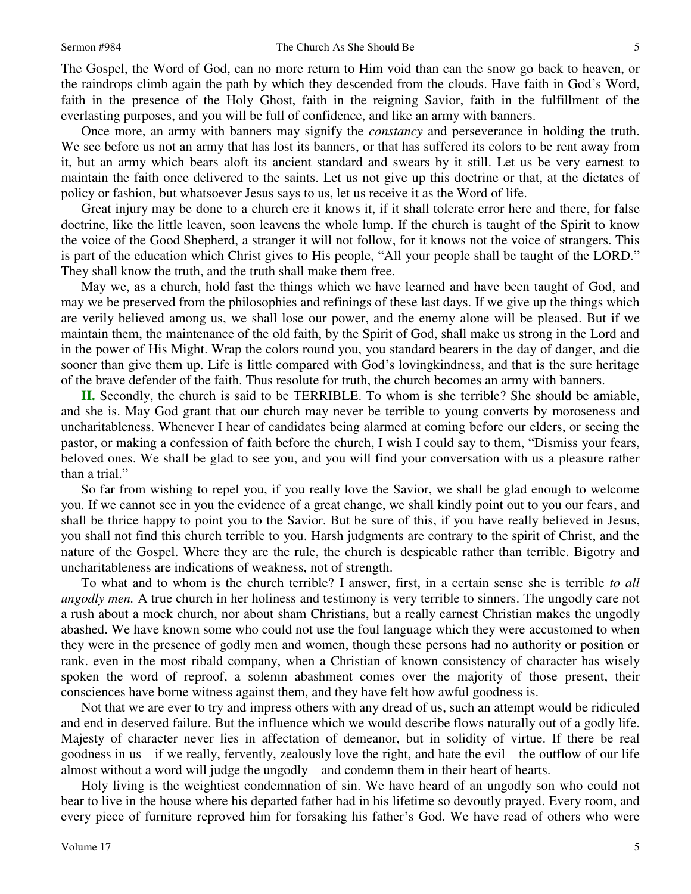The Gospel, the Word of God, can no more return to Him void than can the snow go back to heaven, or the raindrops climb again the path by which they descended from the clouds. Have faith in God's Word, faith in the presence of the Holy Ghost, faith in the reigning Savior, faith in the fulfillment of the everlasting purposes, and you will be full of confidence, and like an army with banners.

Once more, an army with banners may signify the *constancy* and perseverance in holding the truth. We see before us not an army that has lost its banners, or that has suffered its colors to be rent away from it, but an army which bears aloft its ancient standard and swears by it still. Let us be very earnest to maintain the faith once delivered to the saints. Let us not give up this doctrine or that, at the dictates of policy or fashion, but whatsoever Jesus says to us, let us receive it as the Word of life.

Great injury may be done to a church ere it knows it, if it shall tolerate error here and there, for false doctrine, like the little leaven, soon leavens the whole lump. If the church is taught of the Spirit to know the voice of the Good Shepherd, a stranger it will not follow, for it knows not the voice of strangers. This is part of the education which Christ gives to His people, "All your people shall be taught of the LORD." They shall know the truth, and the truth shall make them free.

May we, as a church, hold fast the things which we have learned and have been taught of God, and may we be preserved from the philosophies and refinings of these last days. If we give up the things which are verily believed among us, we shall lose our power, and the enemy alone will be pleased. But if we maintain them, the maintenance of the old faith, by the Spirit of God, shall make us strong in the Lord and in the power of His Might. Wrap the colors round you, you standard bearers in the day of danger, and die sooner than give them up. Life is little compared with God's lovingkindness, and that is the sure heritage of the brave defender of the faith. Thus resolute for truth, the church becomes an army with banners.

**II.** Secondly, the church is said to be TERRIBLE. To whom is she terrible? She should be amiable, and she is. May God grant that our church may never be terrible to young converts by moroseness and uncharitableness. Whenever I hear of candidates being alarmed at coming before our elders, or seeing the pastor, or making a confession of faith before the church, I wish I could say to them, "Dismiss your fears, beloved ones. We shall be glad to see you, and you will find your conversation with us a pleasure rather than a trial."

So far from wishing to repel you, if you really love the Savior, we shall be glad enough to welcome you. If we cannot see in you the evidence of a great change, we shall kindly point out to you our fears, and shall be thrice happy to point you to the Savior. But be sure of this, if you have really believed in Jesus, you shall not find this church terrible to you. Harsh judgments are contrary to the spirit of Christ, and the nature of the Gospel. Where they are the rule, the church is despicable rather than terrible. Bigotry and uncharitableness are indications of weakness, not of strength.

To what and to whom is the church terrible? I answer, first, in a certain sense she is terrible *to all ungodly men.* A true church in her holiness and testimony is very terrible to sinners. The ungodly care not a rush about a mock church, nor about sham Christians, but a really earnest Christian makes the ungodly abashed. We have known some who could not use the foul language which they were accustomed to when they were in the presence of godly men and women, though these persons had no authority or position or rank. even in the most ribald company, when a Christian of known consistency of character has wisely spoken the word of reproof, a solemn abashment comes over the majority of those present, their consciences have borne witness against them, and they have felt how awful goodness is.

Not that we are ever to try and impress others with any dread of us, such an attempt would be ridiculed and end in deserved failure. But the influence which we would describe flows naturally out of a godly life. Majesty of character never lies in affectation of demeanor, but in solidity of virtue. If there be real goodness in us—if we really, fervently, zealously love the right, and hate the evil—the outflow of our life almost without a word will judge the ungodly—and condemn them in their heart of hearts.

Holy living is the weightiest condemnation of sin. We have heard of an ungodly son who could not bear to live in the house where his departed father had in his lifetime so devoutly prayed. Every room, and every piece of furniture reproved him for forsaking his father's God. We have read of others who were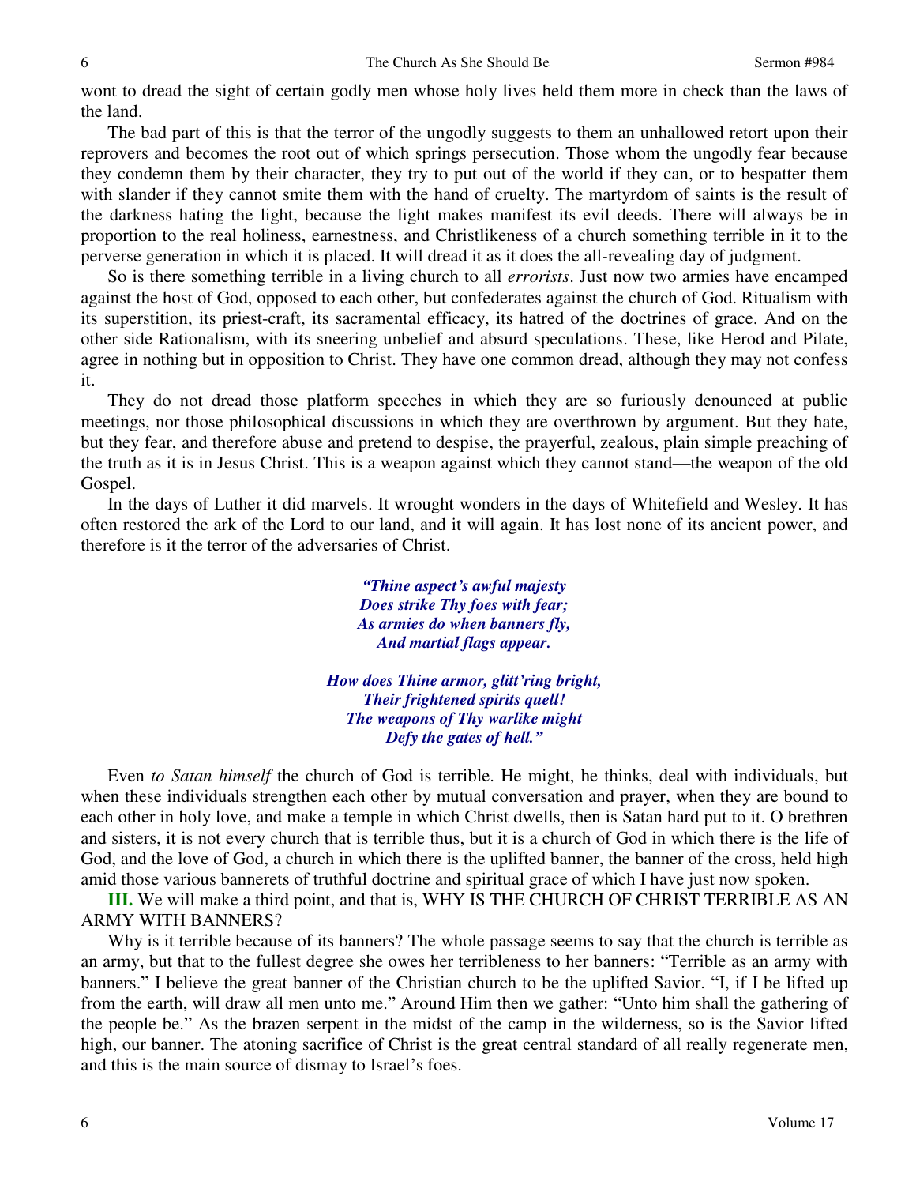wont to dread the sight of certain godly men whose holy lives held them more in check than the laws of the land.

The bad part of this is that the terror of the ungodly suggests to them an unhallowed retort upon their reprovers and becomes the root out of which springs persecution. Those whom the ungodly fear because they condemn them by their character, they try to put out of the world if they can, or to bespatter them with slander if they cannot smite them with the hand of cruelty. The martyrdom of saints is the result of the darkness hating the light, because the light makes manifest its evil deeds. There will always be in proportion to the real holiness, earnestness, and Christlikeness of a church something terrible in it to the perverse generation in which it is placed. It will dread it as it does the all-revealing day of judgment.

So is there something terrible in a living church to all *errorists*. Just now two armies have encamped against the host of God, opposed to each other, but confederates against the church of God. Ritualism with its superstition, its priest-craft, its sacramental efficacy, its hatred of the doctrines of grace. And on the other side Rationalism, with its sneering unbelief and absurd speculations. These, like Herod and Pilate, agree in nothing but in opposition to Christ. They have one common dread, although they may not confess it.

They do not dread those platform speeches in which they are so furiously denounced at public meetings, nor those philosophical discussions in which they are overthrown by argument. But they hate, but they fear, and therefore abuse and pretend to despise, the prayerful, zealous, plain simple preaching of the truth as it is in Jesus Christ. This is a weapon against which they cannot stand—the weapon of the old Gospel.

In the days of Luther it did marvels. It wrought wonders in the days of Whitefield and Wesley. It has often restored the ark of the Lord to our land, and it will again. It has lost none of its ancient power, and therefore is it the terror of the adversaries of Christ.

> ***"Thine aspect's awful majesty***
> ***Does strike Thy foes with fear;***
> ***As armies do when banners fly,***
> ***And martial flags appear.***
>
> ***How does Thine armor, glitt'ring bright,***
> ***Their frightened spirits quell!***
> ***The weapons of Thy warlike might***
> ***Defy the gates of hell."***

Even *to Satan himself* the church of God is terrible. He might, he thinks, deal with individuals, but when these individuals strengthen each other by mutual conversation and prayer, when they are bound to each other in holy love, and make a temple in which Christ dwells, then is Satan hard put to it. O brethren and sisters, it is not every church that is terrible thus, but it is a church of God in which there is the life of God, and the love of God, a church in which there is the uplifted banner, the banner of the cross, held high amid those various bannerets of truthful doctrine and spiritual grace of which I have just now spoken.

**III.** We will make a third point, and that is, WHY IS THE CHURCH OF CHRIST TERRIBLE AS AN ARMY WITH BANNERS?

Why is it terrible because of its banners? The whole passage seems to say that the church is terrible as an army, but that to the fullest degree she owes her terribleness to her banners: "Terrible as an army with banners." I believe the great banner of the Christian church to be the uplifted Savior. "I, if I be lifted up from the earth, will draw all men unto me." Around Him then we gather: "Unto him shall the gathering of the people be." As the brazen serpent in the midst of the camp in the wilderness, so is the Savior lifted high, our banner. The atoning sacrifice of Christ is the great central standard of all really regenerate men, and this is the main source of dismay to Israel's foes.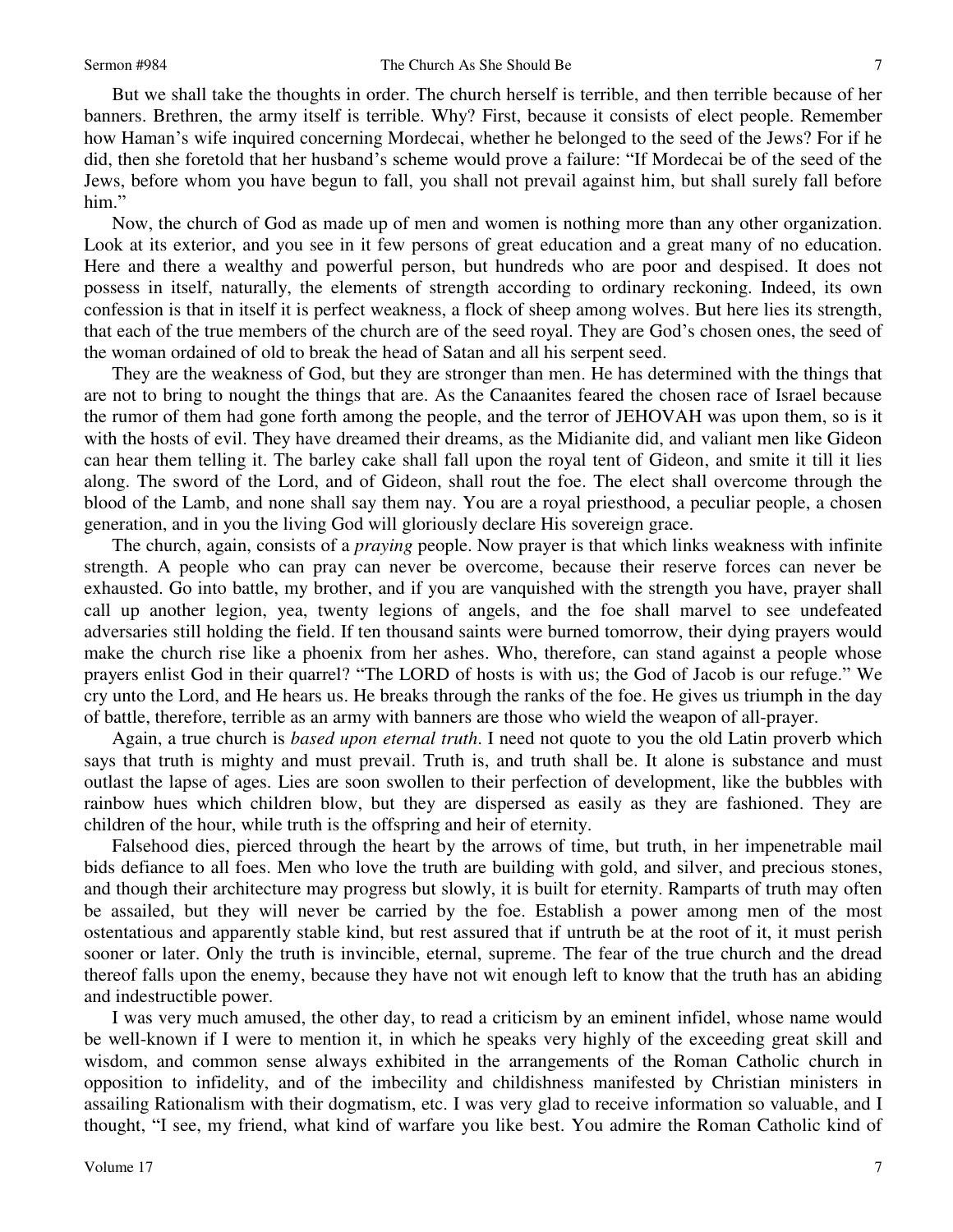But we shall take the thoughts in order. The church herself is terrible, and then terrible because of her banners. Brethren, the army itself is terrible. Why? First, because it consists of elect people. Remember how Haman's wife inquired concerning Mordecai, whether he belonged to the seed of the Jews? For if he did, then she foretold that her husband's scheme would prove a failure: "If Mordecai be of the seed of the Jews, before whom you have begun to fall, you shall not prevail against him, but shall surely fall before him."

Now, the church of God as made up of men and women is nothing more than any other organization. Look at its exterior, and you see in it few persons of great education and a great many of no education. Here and there a wealthy and powerful person, but hundreds who are poor and despised. It does not possess in itself, naturally, the elements of strength according to ordinary reckoning. Indeed, its own confession is that in itself it is perfect weakness, a flock of sheep among wolves. But here lies its strength, that each of the true members of the church are of the seed royal. They are God's chosen ones, the seed of the woman ordained of old to break the head of Satan and all his serpent seed.

They are the weakness of God, but they are stronger than men. He has determined with the things that are not to bring to nought the things that are. As the Canaanites feared the chosen race of Israel because the rumor of them had gone forth among the people, and the terror of JEHOVAH was upon them, so is it with the hosts of evil. They have dreamed their dreams, as the Midianite did, and valiant men like Gideon can hear them telling it. The barley cake shall fall upon the royal tent of Gideon, and smite it till it lies along. The sword of the Lord, and of Gideon, shall rout the foe. The elect shall overcome through the blood of the Lamb, and none shall say them nay. You are a royal priesthood, a peculiar people, a chosen generation, and in you the living God will gloriously declare His sovereign grace.

The church, again, consists of a *praying* people. Now prayer is that which links weakness with infinite strength. A people who can pray can never be overcome, because their reserve forces can never be exhausted. Go into battle, my brother, and if you are vanquished with the strength you have, prayer shall call up another legion, yea, twenty legions of angels, and the foe shall marvel to see undefeated adversaries still holding the field. If ten thousand saints were burned tomorrow, their dying prayers would make the church rise like a phoenix from her ashes. Who, therefore, can stand against a people whose prayers enlist God in their quarrel? "The LORD of hosts is with us; the God of Jacob is our refuge." We cry unto the Lord, and He hears us. He breaks through the ranks of the foe. He gives us triumph in the day of battle, therefore, terrible as an army with banners are those who wield the weapon of all-prayer.

Again, a true church is *based upon eternal truth*. I need not quote to you the old Latin proverb which says that truth is mighty and must prevail. Truth is, and truth shall be. It alone is substance and must outlast the lapse of ages. Lies are soon swollen to their perfection of development, like the bubbles with rainbow hues which children blow, but they are dispersed as easily as they are fashioned. They are children of the hour, while truth is the offspring and heir of eternity.

Falsehood dies, pierced through the heart by the arrows of time, but truth, in her impenetrable mail bids defiance to all foes. Men who love the truth are building with gold, and silver, and precious stones, and though their architecture may progress but slowly, it is built for eternity. Ramparts of truth may often be assailed, but they will never be carried by the foe. Establish a power among men of the most ostentatious and apparently stable kind, but rest assured that if untruth be at the root of it, it must perish sooner or later. Only the truth is invincible, eternal, supreme. The fear of the true church and the dread thereof falls upon the enemy, because they have not wit enough left to know that the truth has an abiding and indestructible power.

I was very much amused, the other day, to read a criticism by an eminent infidel, whose name would be well-known if I were to mention it, in which he speaks very highly of the exceeding great skill and wisdom, and common sense always exhibited in the arrangements of the Roman Catholic church in opposition to infidelity, and of the imbecility and childishness manifested by Christian ministers in assailing Rationalism with their dogmatism, etc. I was very glad to receive information so valuable, and I thought, "I see, my friend, what kind of warfare you like best. You admire the Roman Catholic kind of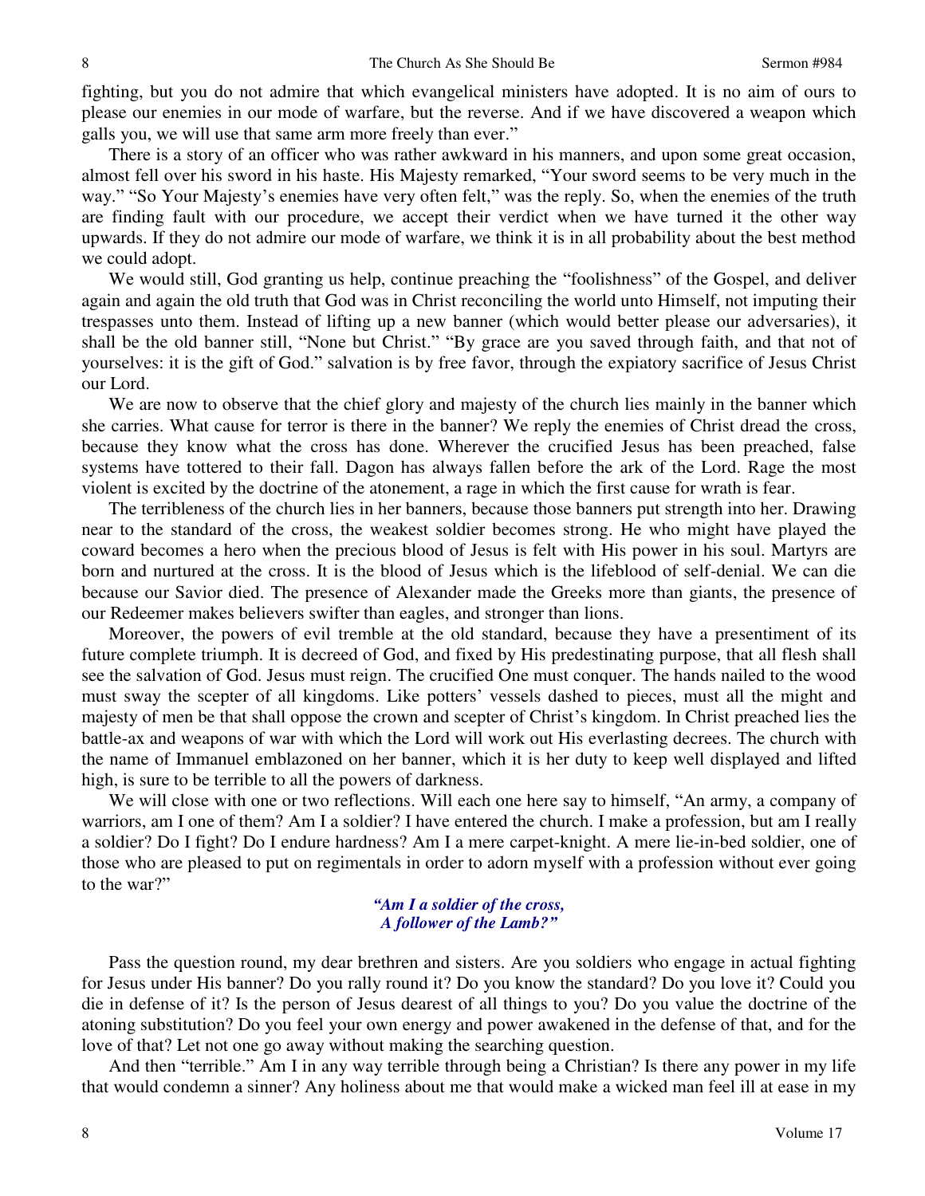fighting, but you do not admire that which evangelical ministers have adopted. It is no aim of ours to please our enemies in our mode of warfare, but the reverse. And if we have discovered a weapon which galls you, we will use that same arm more freely than ever."

There is a story of an officer who was rather awkward in his manners, and upon some great occasion, almost fell over his sword in his haste. His Majesty remarked, "Your sword seems to be very much in the way." "So Your Majesty's enemies have very often felt," was the reply. So, when the enemies of the truth are finding fault with our procedure, we accept their verdict when we have turned it the other way upwards. If they do not admire our mode of warfare, we think it is in all probability about the best method we could adopt.

We would still, God granting us help, continue preaching the "foolishness" of the Gospel, and deliver again and again the old truth that God was in Christ reconciling the world unto Himself, not imputing their trespasses unto them. Instead of lifting up a new banner (which would better please our adversaries), it shall be the old banner still, "None but Christ." "By grace are you saved through faith, and that not of yourselves: it is the gift of God." salvation is by free favor, through the expiatory sacrifice of Jesus Christ our Lord.

We are now to observe that the chief glory and majesty of the church lies mainly in the banner which she carries. What cause for terror is there in the banner? We reply the enemies of Christ dread the cross, because they know what the cross has done. Wherever the crucified Jesus has been preached, false systems have tottered to their fall. Dagon has always fallen before the ark of the Lord. Rage the most violent is excited by the doctrine of the atonement, a rage in which the first cause for wrath is fear.

The terribleness of the church lies in her banners, because those banners put strength into her. Drawing near to the standard of the cross, the weakest soldier becomes strong. He who might have played the coward becomes a hero when the precious blood of Jesus is felt with His power in his soul. Martyrs are born and nurtured at the cross. It is the blood of Jesus which is the lifeblood of self-denial. We can die because our Savior died. The presence of Alexander made the Greeks more than giants, the presence of our Redeemer makes believers swifter than eagles, and stronger than lions.

Moreover, the powers of evil tremble at the old standard, because they have a presentiment of its future complete triumph. It is decreed of God, and fixed by His predestinating purpose, that all flesh shall see the salvation of God. Jesus must reign. The crucified One must conquer. The hands nailed to the wood must sway the scepter of all kingdoms. Like potters' vessels dashed to pieces, must all the might and majesty of men be that shall oppose the crown and scepter of Christ's kingdom. In Christ preached lies the battle-ax and weapons of war with which the Lord will work out His everlasting decrees. The church with the name of Immanuel emblazoned on her banner, which it is her duty to keep well displayed and lifted high, is sure to be terrible to all the powers of darkness.

We will close with one or two reflections. Will each one here say to himself, "An army, a company of warriors, am I one of them? Am I a soldier? I have entered the church. I make a profession, but am I really a soldier? Do I fight? Do I endure hardness? Am I a mere carpet-knight. A mere lie-in-bed soldier, one of those who are pleased to put on regimentals in order to adorn myself with a profession without ever going to the war?"

*"Am I a soldier of the cross,*
*A follower of the Lamb?"*

Pass the question round, my dear brethren and sisters. Are you soldiers who engage in actual fighting for Jesus under His banner? Do you rally round it? Do you know the standard? Do you love it? Could you die in defense of it? Is the person of Jesus dearest of all things to you? Do you value the doctrine of the atoning substitution? Do you feel your own energy and power awakened in the defense of that, and for the love of that? Let not one go away without making the searching question.

And then "terrible." Am I in any way terrible through being a Christian? Is there any power in my life that would condemn a sinner? Any holiness about me that would make a wicked man feel ill at ease in my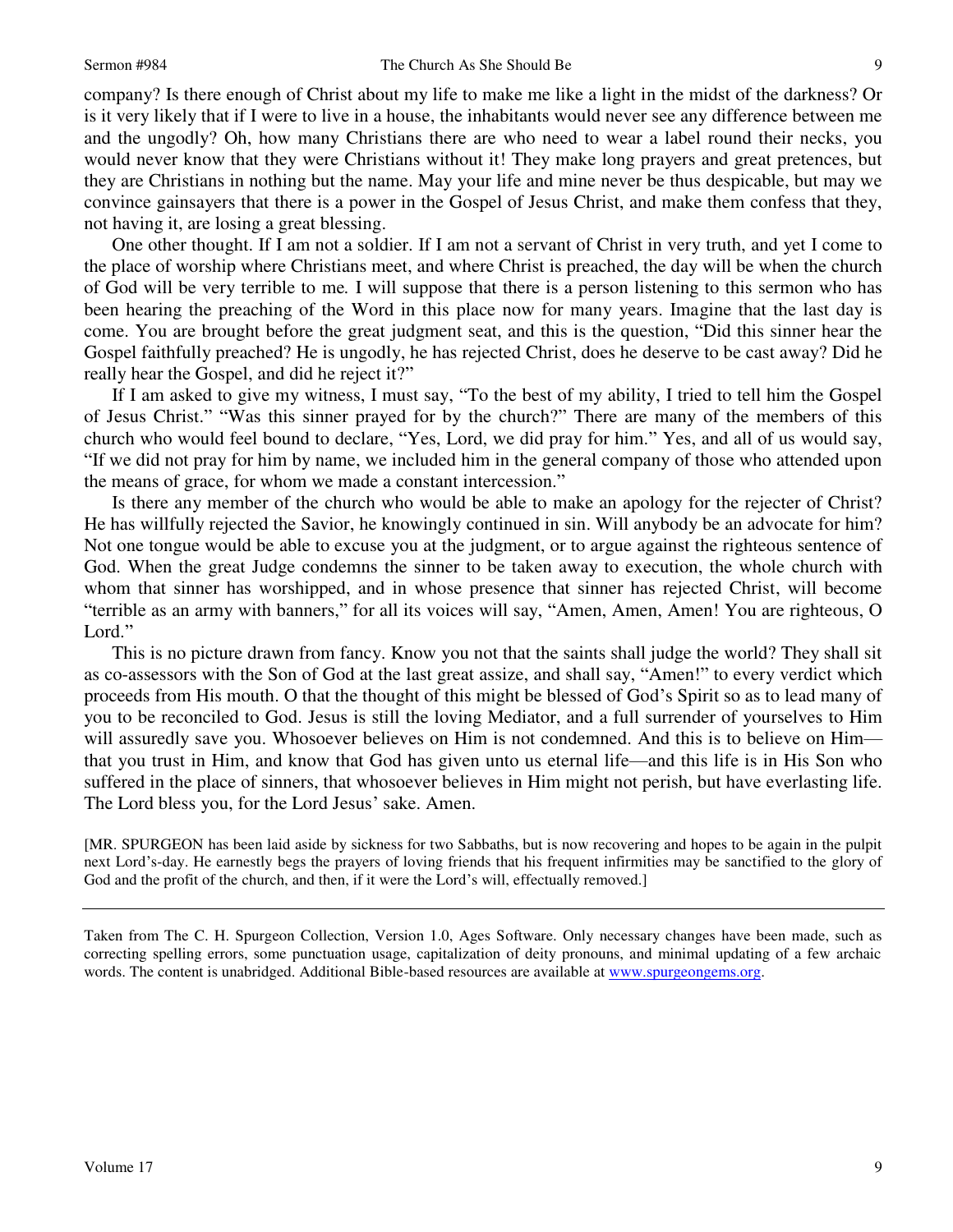company? Is there enough of Christ about my life to make me like a light in the midst of the darkness? Or is it very likely that if I were to live in a house, the inhabitants would never see any difference between me and the ungodly? Oh, how many Christians there are who need to wear a label round their necks, you would never know that they were Christians without it! They make long prayers and great pretences, but they are Christians in nothing but the name. May your life and mine never be thus despicable, but may we convince gainsayers that there is a power in the Gospel of Jesus Christ, and make them confess that they, not having it, are losing a great blessing.

One other thought. If I am not a soldier. If I am not a servant of Christ in very truth, and yet I come to the place of worship where Christians meet, and where Christ is preached, the day will be when the church of God will be very terrible to me*.* I will suppose that there is a person listening to this sermon who has been hearing the preaching of the Word in this place now for many years. Imagine that the last day is come. You are brought before the great judgment seat, and this is the question, "Did this sinner hear the Gospel faithfully preached? He is ungodly, he has rejected Christ, does he deserve to be cast away? Did he really hear the Gospel, and did he reject it?"

If I am asked to give my witness, I must say, "To the best of my ability, I tried to tell him the Gospel of Jesus Christ." "Was this sinner prayed for by the church?" There are many of the members of this church who would feel bound to declare, "Yes, Lord, we did pray for him." Yes, and all of us would say, "If we did not pray for him by name, we included him in the general company of those who attended upon the means of grace, for whom we made a constant intercession."

Is there any member of the church who would be able to make an apology for the rejecter of Christ? He has willfully rejected the Savior, he knowingly continued in sin. Will anybody be an advocate for him? Not one tongue would be able to excuse you at the judgment, or to argue against the righteous sentence of God. When the great Judge condemns the sinner to be taken away to execution, the whole church with whom that sinner has worshipped, and in whose presence that sinner has rejected Christ, will become "terrible as an army with banners," for all its voices will say, "Amen, Amen, Amen! You are righteous, O Lord."

This is no picture drawn from fancy. Know you not that the saints shall judge the world? They shall sit as co-assessors with the Son of God at the last great assize, and shall say, "Amen!" to every verdict which proceeds from His mouth. O that the thought of this might be blessed of God's Spirit so as to lead many of you to be reconciled to God. Jesus is still the loving Mediator, and a full surrender of yourselves to Him will assuredly save you. Whosoever believes on Him is not condemned. And this is to believe on Him—that you trust in Him, and know that God has given unto us eternal life—and this life is in His Son who suffered in the place of sinners, that whosoever believes in Him might not perish, but have everlasting life. The Lord bless you, for the Lord Jesus' sake. Amen.

[MR. SPURGEON has been laid aside by sickness for two Sabbaths, but is now recovering and hopes to be again in the pulpit next Lord's-day. He earnestly begs the prayers of loving friends that his frequent infirmities may be sanctified to the glory of God and the profit of the church, and then, if it were the Lord's will, effectually removed.]

---

Taken from The C. H. Spurgeon Collection, Version 1.0, Ages Software. Only necessary changes have been made, such as correcting spelling errors, some punctuation usage, capitalization of deity pronouns, and minimal updating of a few archaic words. The content is unabridged. Additional Bible-based resources are available at www.spurgeongems.org.